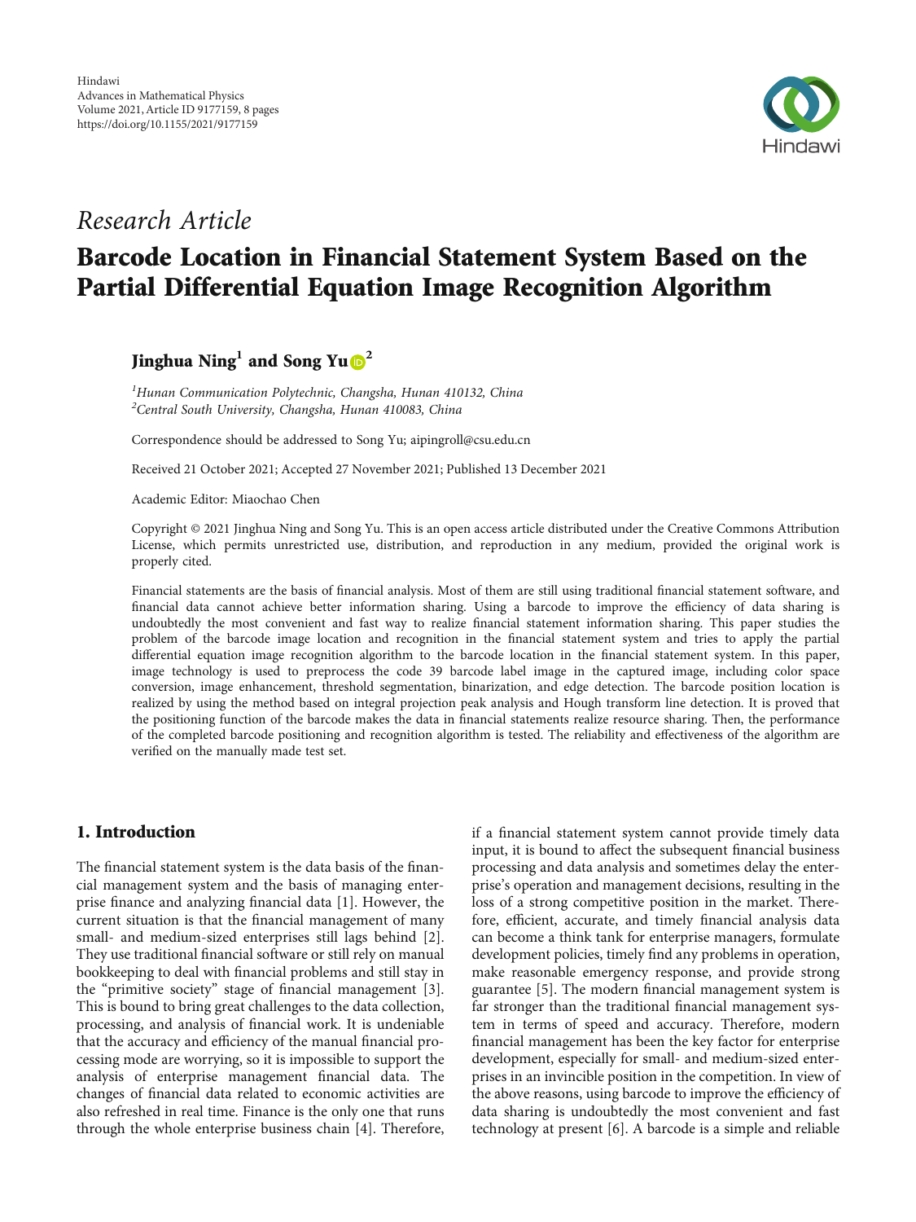Research Article

# Barcode Location in Financial Statement System Based on the Partial Differential Equation Image Recognition Algorithm

**Jinghua Ning[1] and Song Yu[2]**

[1]Hunan Communication Polytechnic, Changsha, Hunan 410132, China
[2]Central South University, Changsha, Hunan 410083, China

Correspondence should be addressed to Song Yu; aipingroll@csu.edu.cn

Received 21 October 2021; Accepted 27 November 2021; Published 13 December 2021

Academic Editor: Miaochao Chen

Copyright © 2021 Jinghua Ning and Song Yu. This is an open access article distributed under the Creative Commons Attribution License, which permits unrestricted use, distribution, and reproduction in any medium, provided the original work is properly cited.

Financial statements are the basis of financial analysis. Most of them are still using traditional financial statement software, and financial data cannot achieve better information sharing. Using a barcode to improve the efficiency of data sharing is undoubtedly the most convenient and fast way to realize financial statement information sharing. This paper studies the problem of the barcode image location and recognition in the financial statement system and tries to apply the partial differential equation image recognition algorithm to the barcode location in the financial statement system. In this paper, image technology is used to preprocess the code 39 barcode label image in the captured image, including color space conversion, image enhancement, threshold segmentation, binarization, and edge detection. The barcode position location is realized by using the method based on integral projection peak analysis and Hough transform line detection. It is proved that the positioning function of the barcode makes the data in financial statements realize resource sharing. Then, the performance of the completed barcode positioning and recognition algorithm is tested. The reliability and effectiveness of the algorithm are verified on the manually made test set.

## 1. Introduction

The financial statement system is the data basis of the financial management system and the basis of managing enterprise finance and analyzing financial data [1]. However, the current situation is that the financial management of many small- and medium-sized enterprises still lags behind [2]. They use traditional financial software or still rely on manual bookkeeping to deal with financial problems and still stay in the "primitive society" stage of financial management [3]. This is bound to bring great challenges to the data collection, processing, and analysis of financial work. It is undeniable that the accuracy and efficiency of the manual financial processing mode are worrying, so it is impossible to support the analysis of enterprise management financial data. The changes of financial data related to economic activities are also refreshed in real time. Finance is the only one that runs through the whole enterprise business chain [4]. Therefore, if a financial statement system cannot provide timely data input, it is bound to affect the subsequent financial business processing and data analysis and sometimes delay the enterprise's operation and management decisions, resulting in the loss of a strong competitive position in the market. Therefore, efficient, accurate, and timely financial analysis data can become a think tank for enterprise managers, formulate development policies, timely find any problems in operation, make reasonable emergency response, and provide strong guarantee [5]. The modern financial management system is far stronger than the traditional financial management system in terms of speed and accuracy. Therefore, modern financial management has been the key factor for enterprise development, especially for small- and medium-sized enterprises in an invincible position in the competition. In view of the above reasons, using barcode to improve the efficiency of data sharing is undoubtedly the most convenient and fast technology at present [6]. A barcode is a simple and reliable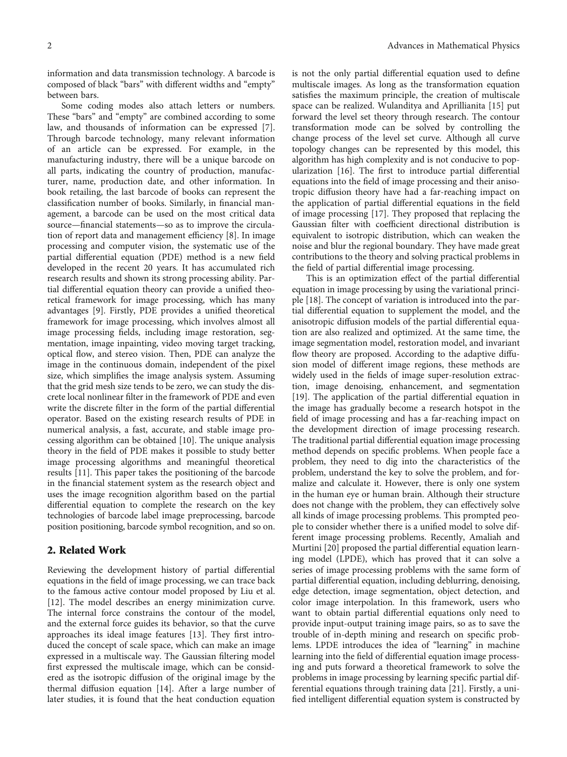information and data transmission technology. A barcode is composed of black "bars" with different widths and "empty" between bars.

Some coding modes also attach letters or numbers. These "bars" and "empty" are combined according to some law, and thousands of information can be expressed [7]. Through barcode technology, many relevant information of an article can be expressed. For example, in the manufacturing industry, there will be a unique barcode on all parts, indicating the country of production, manufacturer, name, production date, and other information. In book retailing, the last barcode of books can represent the classification number of books. Similarly, in financial management, a barcode can be used on the most critical data source—financial statements—so as to improve the circulation of report data and management efficiency [8]. In image processing and computer vision, the systematic use of the partial differential equation (PDE) method is a new field developed in the recent 20 years. It has accumulated rich research results and shown its strong processing ability. Partial differential equation theory can provide a unified theoretical framework for image processing, which has many advantages [9]. Firstly, PDE provides a unified theoretical framework for image processing, which involves almost all image processing fields, including image restoration, segmentation, image inpainting, video moving target tracking, optical flow, and stereo vision. Then, PDE can analyze the image in the continuous domain, independent of the pixel size, which simplifies the image analysis system. Assuming that the grid mesh size tends to be zero, we can study the discrete local nonlinear filter in the framework of PDE and even write the discrete filter in the form of the partial differential operator. Based on the existing research results of PDE in numerical analysis, a fast, accurate, and stable image processing algorithm can be obtained [10]. The unique analysis theory in the field of PDE makes it possible to study better image processing algorithms and meaningful theoretical results [11]. This paper takes the positioning of the barcode in the financial statement system as the research object and uses the image recognition algorithm based on the partial differential equation to complete the research on the key technologies of barcode label image preprocessing, barcode position positioning, barcode symbol recognition, and so on.

## 2. Related Work

Reviewing the development history of partial differential equations in the field of image processing, we can trace back to the famous active contour model proposed by Liu et al. [12]. The model describes an energy minimization curve. The internal force constrains the contour of the model, and the external force guides its behavior, so that the curve approaches its ideal image features [13]. They first introduced the concept of scale space, which can make an image expressed in a multiscale way. The Gaussian filtering model first expressed the multiscale image, which can be considered as the isotropic diffusion of the original image by the thermal diffusion equation [14]. After a large number of later studies, it is found that the heat conduction equation is not the only partial differential equation used to define multiscale images. As long as the transformation equation satisfies the maximum principle, the creation of multiscale space can be realized. Wulanditya and Aprillianita [15] put forward the level set theory through research. The contour transformation mode can be solved by controlling the change process of the level set curve. Although all curve topology changes can be represented by this model, this algorithm has high complexity and is not conducive to popularization [16]. The first to introduce partial differential equations into the field of image processing and their anisotropic diffusion theory have had a far-reaching impact on the application of partial differential equations in the field of image processing [17]. They proposed that replacing the Gaussian filter with coefficient directional distribution is equivalent to isotropic distribution, which can weaken the noise and blur the regional boundary. They have made great contributions to the theory and solving practical problems in the field of partial differential image processing.

This is an optimization effect of the partial differential equation in image processing by using the variational principle [18]. The concept of variation is introduced into the partial differential equation to supplement the model, and the anisotropic diffusion models of the partial differential equation are also realized and optimized. At the same time, the image segmentation model, restoration model, and invariant flow theory are proposed. According to the adaptive diffusion model of different image regions, these methods are widely used in the fields of image super-resolution extraction, image denoising, enhancement, and segmentation [19]. The application of the partial differential equation in the image has gradually become a research hotspot in the field of image processing and has a far-reaching impact on the development direction of image processing research. The traditional partial differential equation image processing method depends on specific problems. When people face a problem, they need to dig into the characteristics of the problem, understand the key to solve the problem, and formalize and calculate it. However, there is only one system in the human eye or human brain. Although their structure does not change with the problem, they can effectively solve all kinds of image processing problems. This prompted people to consider whether there is a unified model to solve different image processing problems. Recently, Amaliah and Murtini [20] proposed the partial differential equation learning model (LPDE), which has proved that it can solve a series of image processing problems with the same form of partial differential equation, including deblurring, denoising, edge detection, image segmentation, object detection, and color image interpolation. In this framework, users who want to obtain partial differential equations only need to provide input-output training image pairs, so as to save the trouble of in-depth mining and research on specific problems. LPDE introduces the idea of "learning" in machine learning into the field of differential equation image processing and puts forward a theoretical framework to solve the problems in image processing by learning specific partial differential equations through training data [21]. Firstly, a unified intelligent differential equation system is constructed by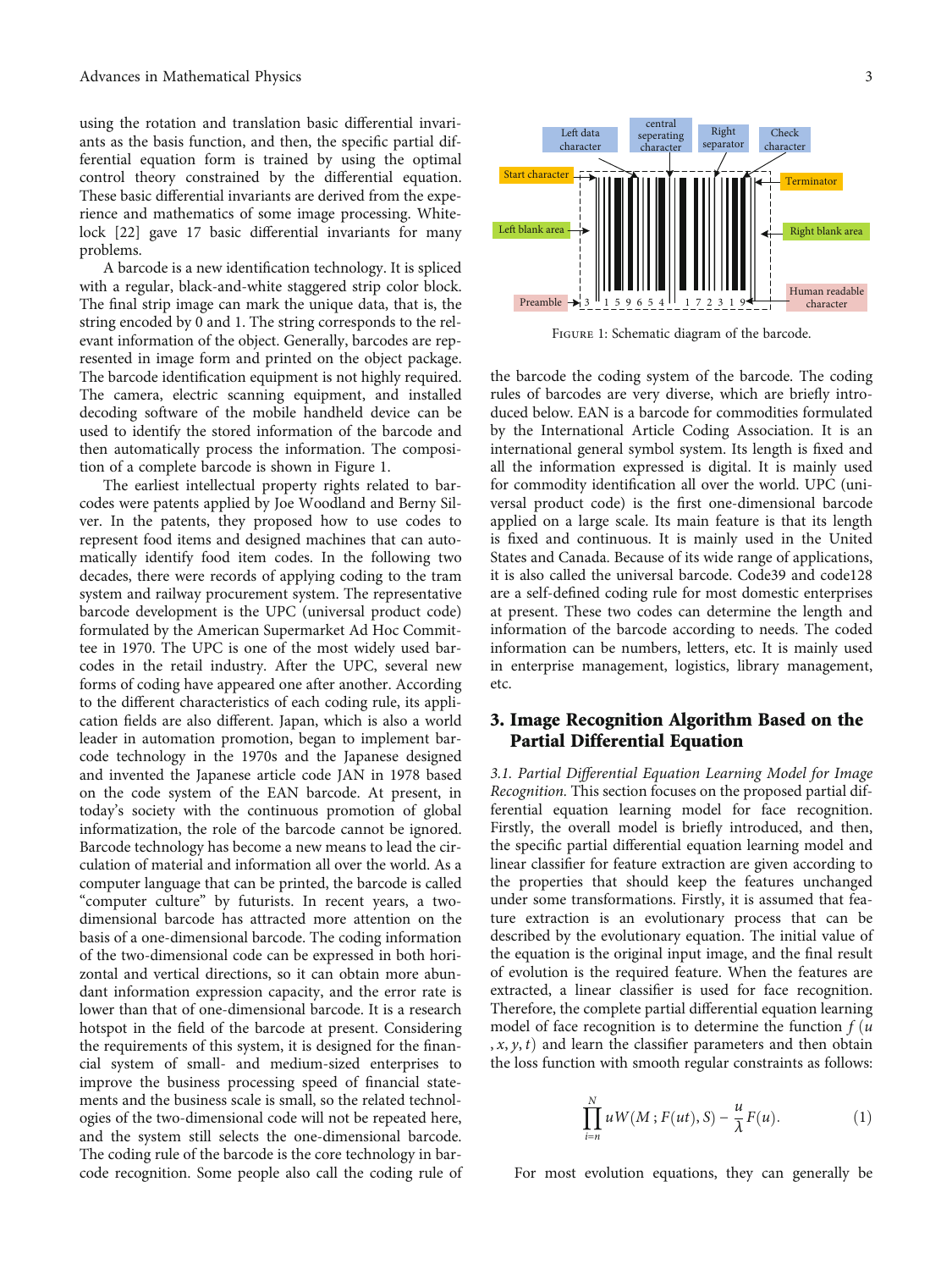using the rotation and translation basic differential invariants as the basis function, and then, the specific partial differential equation form is trained by using the optimal control theory constrained by the differential equation. These basic differential invariants are derived from the experience and mathematics of some image processing. Whitelock [22] gave 17 basic differential invariants for many problems.

A barcode is a new identification technology. It is spliced with a regular, black-and-white staggered strip color block. The final strip image can mark the unique data, that is, the string encoded by 0 and 1. The string corresponds to the relevant information of the object. Generally, barcodes are represented in image form and printed on the object package. The barcode identification equipment is not highly required. The camera, electric scanning equipment, and installed decoding software of the mobile handheld device can be used to identify the stored information of the barcode and then automatically process the information. The composition of a complete barcode is shown in Figure 1.

The earliest intellectual property rights related to barcodes were patents applied by Joe Woodland and Berny Silver. In the patents, they proposed how to use codes to represent food items and designed machines that can automatically identify food item codes. In the following two decades, there were records of applying coding to the tram system and railway procurement system. The representative barcode development is the UPC (universal product code) formulated by the American Supermarket Ad Hoc Committee in 1970. The UPC is one of the most widely used barcodes in the retail industry. After the UPC, several new forms of coding have appeared one after another. According to the different characteristics of each coding rule, its application fields are also different. Japan, which is also a world leader in automation promotion, began to implement barcode technology in the 1970s and the Japanese designed and invented the Japanese article code JAN in 1978 based on the code system of the EAN barcode. At present, in today's society with the continuous promotion of global informatization, the role of the barcode cannot be ignored. Barcode technology has become a new means to lead the circulation of material and information all over the world. As a computer language that can be printed, the barcode is called "computer culture" by futurists. In recent years, a two-dimensional barcode has attracted more attention on the basis of a one-dimensional barcode. The coding information of the two-dimensional code can be expressed in both horizontal and vertical directions, so it can obtain more abundant information expression capacity, and the error rate is lower than that of one-dimensional barcode. It is a research hotspot in the field of the barcode at present. Considering the requirements of this system, it is designed for the financial system of small- and medium-sized enterprises to improve the business processing speed of financial statements and the business scale is small, so the related technologies of the two-dimensional code will not be repeated here, and the system still selects the one-dimensional barcode. The coding rule of the barcode is the core technology in barcode recognition. Some people also call the coding rule of the barcode the coding system of the barcode. The coding rules of barcodes are very diverse, which are briefly introduced below. EAN is a barcode for commodities formulated by the International Article Coding Association. It is an international general symbol system. Its length is fixed and all the information expressed is digital. It is mainly used for commodity identification all over the world. UPC (universal product code) is the first one-dimensional barcode applied on a large scale. Its main feature is that its length is fixed and continuous. It is mainly used in the United States and Canada. Because of its wide range of applications, it is also called the universal barcode. Code39 and code128 are a self-defined coding rule for most domestic enterprises at present. These two codes can determine the length and information of the barcode according to needs. The coded information can be numbers, letters, etc. It is mainly used in enterprise management, logistics, library management, etc.

Figure 1: Schematic diagram of the barcode.

## 3. Image Recognition Algorithm Based on the Partial Differential Equation

*3.1. Partial Differential Equation Learning Model for Image Recognition.* This section focuses on the proposed partial differential equation learning model for face recognition. Firstly, the overall model is briefly introduced, and then, the specific partial differential equation learning model and linear classifier for feature extraction are given according to the properties that should keep the features unchanged under some transformations. Firstly, it is assumed that feature extraction is an evolutionary process that can be described by the evolutionary equation. The initial value of the equation is the original input image, and the final result of evolution is the required feature. When the features are extracted, a linear classifier is used for face recognition. Therefore, the complete partial differential equation learning model of face recognition is to determine the function $f(u, x, y, t)$ and learn the classifier parameters and then obtain the loss function with smooth regular constraints as follows:

$$\prod_{i=n}^{N} uW(M; F(ut), S) - \frac{u}{\lambda} F(u). \tag{1}$$

For most evolution equations, they can generally be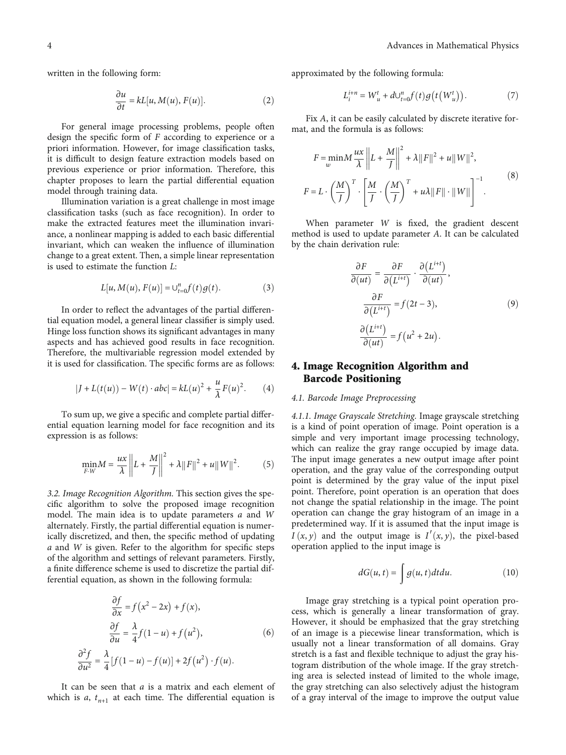written in the following form:

$$\frac{\partial u}{\partial t} = kL[u, M(u), F(u)]. \tag{2}$$

For general image processing problems, people often design the specific form of $F$ according to experience or a priori information. However, for image classification tasks, it is difficult to design feature extraction models based on previous experience or prior information. Therefore, this chapter proposes to learn the partial differential equation model through training data.

Illumination variation is a great challenge in most image classification tasks (such as face recognition). In order to make the extracted features meet the illumination invariance, a nonlinear mapping is added to each basic differential invariant, which can weaken the influence of illumination change to a great extent. Then, a simple linear representation is used to estimate the function $L$:

$$L[u, M(u), F(u)] = \cup_{t=0}^{n} f(t)g(t). \tag{3}$$

In order to reflect the advantages of the partial differential equation model, a general linear classifier is simply used. Hinge loss function shows its significant advantages in many aspects and has achieved good results in face recognition. Therefore, the multivariable regression model extended by it is used for classification. The specific forms are as follows:

$$|J + L(t(u)) - W(t) \cdot abc| = kL(u)^2 + \frac{u}{\lambda}F(u)^2. \tag{4}$$

To sum up, we give a specific and complete partial differential equation learning model for face recognition and its expression is as follows:

$$\min_{F \cdot W} M = \frac{ux}{\lambda}\left\|L + \frac{M}{J}\right\|^2 + \lambda\|F\|^2 + u\|W\|^2. \tag{5}$$

*3.2. Image Recognition Algorithm.* This section gives the specific algorithm to solve the proposed image recognition model. The main idea is to update parameters $a$ and $W$ alternately. Firstly, the partial differential equation is numerically discretized, and then, the specific method of updating $a$ and $W$ is given. Refer to the algorithm for specific steps of the algorithm and settings of relevant parameters. Firstly, a finite difference scheme is used to discretize the partial differential equation, as shown in the following formula:

$$\begin{gathered}
\frac{\partial f}{\partial x} = f\left(x^2 - 2x\right) + f(x), \\
\frac{\partial f}{\partial u} = \frac{\lambda}{4} f(1-u) + f\left(u^2\right), \\
\frac{\partial^2 f}{\partial u^2} = \frac{\lambda}{4}[f(1-u) - f(u)] + 2f\left(u^2\right) \cdot f(u).
\end{gathered} \tag{6}$$

It can be seen that $a$ is a matrix and each element of which is $a$, $t_{n+1}$ at each time. The differential equation is approximated by the following formula:

$$L_i^{i+n} = W_u^t + d\cup_{t=0}^{n} f(t)g\left(t\left(W_u^t\right)\right). \tag{7}$$

Fix $A$, it can be easily calculated by discrete iterative format, and the formula is as follows:

$$\begin{gathered}
F = \min_{w} M \frac{ux}{\lambda}\left\|L + \frac{M}{J}\right\|^2 + \lambda\|F\|^2 + u\|W\|^2, \\
F = L \cdot \left(\frac{M}{J}\right)^T \cdot \left[\frac{M}{J} \cdot \left(\frac{M}{J}\right)^T + u\lambda\|F\| \cdot \|W\|\right]^{-1}.
\end{gathered} \tag{8}$$

When parameter $W$ is fixed, the gradient descent method is used to update parameter $A$. It can be calculated by the chain derivation rule:

$$\begin{gathered}
\frac{\partial F}{\partial(ut)} = \frac{\partial F}{\partial\left(L^{i+t}\right)} \cdot \frac{\partial\left(L^{i+t}\right)}{\partial(ut)}, \\
\frac{\partial F}{\partial\left(L^{i+t}\right)} = f(2t-3), \\
\frac{\partial\left(L^{i+t}\right)}{\partial(ut)} = f\left(u^2 + 2u\right).
\end{gathered} \tag{9}$$

## 4. Image Recognition Algorithm and Barcode Positioning

### 4.1. Barcode Image Preprocessing

*4.1.1. Image Grayscale Stretching.* Image grayscale stretching is a kind of point operation of image. Point operation is a simple and very important image processing technology, which can realize the gray range occupied by image data. The input image generates a new output image after point operation, and the gray value of the corresponding output point is determined by the gray value of the input pixel point. Therefore, point operation is an operation that does not change the spatial relationship in the image. The point operation can change the gray histogram of an image in a predetermined way. If it is assumed that the input image is $I(x, y)$ and the output image is $I'(x, y)$, the pixel-based operation applied to the input image is

$$dG(u, t) = \int g(u, t)dtdu. \tag{10}$$

Image gray stretching is a typical point operation process, which is generally a linear transformation of gray. However, it should be emphasized that the gray stretching of an image is a piecewise linear transformation, which is usually not a linear transformation of all domains. Gray stretch is a fast and flexible technique to adjust the gray histogram distribution of the whole image. If the gray stretching area is selected instead of limited to the whole image, the gray stretching can also selectively adjust the histogram of a gray interval of the image to improve the output value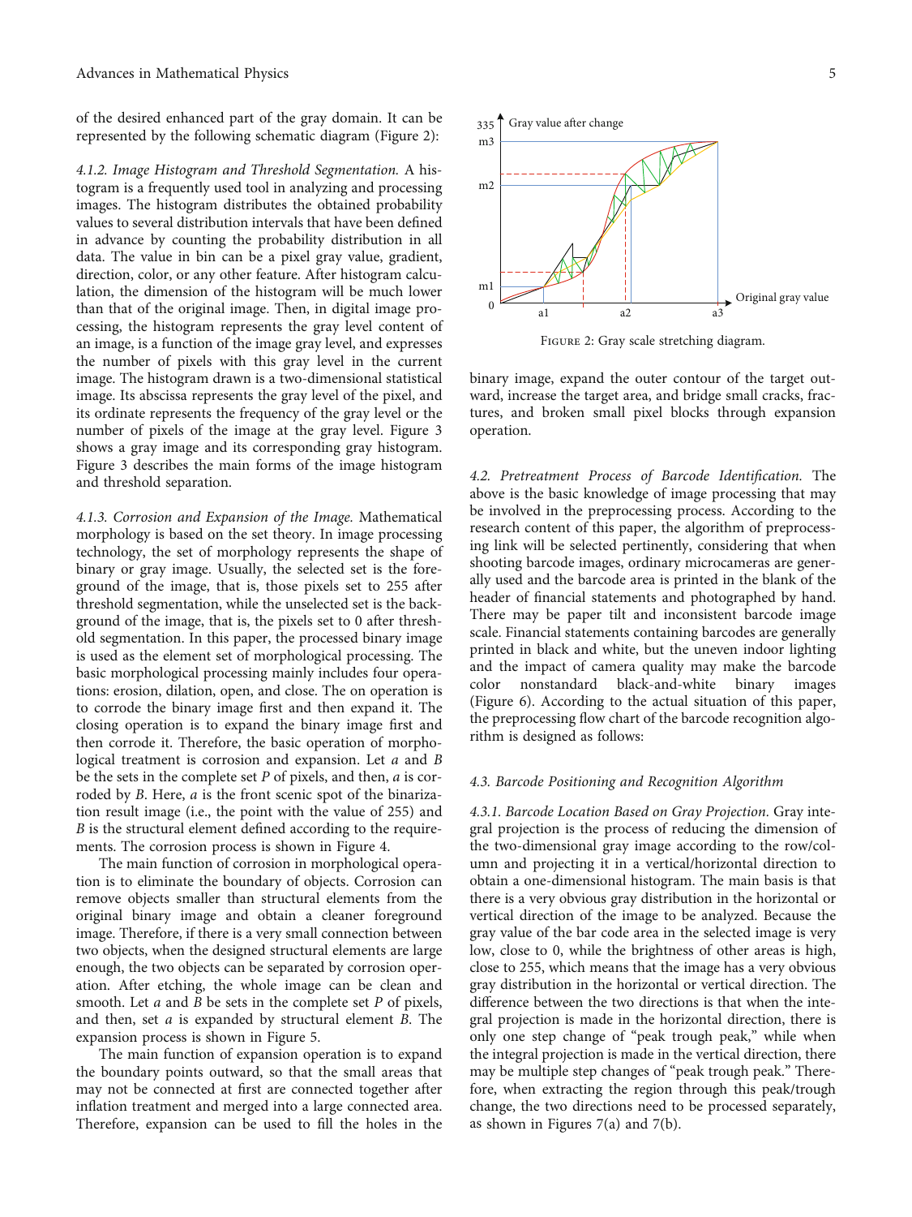of the desired enhanced part of the gray domain. It can be represented by the following schematic diagram (Figure 2):

*4.1.2. Image Histogram and Threshold Segmentation.* A histogram is a frequently used tool in analyzing and processing images. The histogram distributes the obtained probability values to several distribution intervals that have been defined in advance by counting the probability distribution in all data. The value in bin can be a pixel gray value, gradient, direction, color, or any other feature. After histogram calculation, the dimension of the histogram will be much lower than that of the original image. Then, in digital image processing, the histogram represents the gray level content of an image, is a function of the image gray level, and expresses the number of pixels with this gray level in the current image. The histogram drawn is a two-dimensional statistical image. Its abscissa represents the gray level of the pixel, and its ordinate represents the frequency of the gray level or the number of pixels of the image at the gray level. Figure 3 shows a gray image and its corresponding gray histogram. Figure 3 describes the main forms of the image histogram and threshold separation.

*4.1.3. Corrosion and Expansion of the Image.* Mathematical morphology is based on the set theory. In image processing technology, the set of morphology represents the shape of binary or gray image. Usually, the selected set is the foreground of the image, that is, those pixels set to 255 after threshold segmentation, while the unselected set is the background of the image, that is, the pixels set to 0 after threshold segmentation. In this paper, the processed binary image is used as the element set of morphological processing. The basic morphological processing mainly includes four operations: erosion, dilation, open, and close. The on operation is to corrode the binary image first and then expand it. The closing operation is to expand the binary image first and then corrode it. Therefore, the basic operation of morphological treatment is corrosion and expansion. Let $a$ and $B$ be the sets in the complete set $P$ of pixels, and then, $a$ is corroded by $B$. Here, $a$ is the front scenic spot of the binarization result image (i.e., the point with the value of 255) and $B$ is the structural element defined according to the requirements. The corrosion process is shown in Figure 4.

The main function of corrosion in morphological operation is to eliminate the boundary of objects. Corrosion can remove objects smaller than structural elements from the original binary image and obtain a cleaner foreground image. Therefore, if there is a very small connection between two objects, when the designed structural elements are large enough, the two objects can be separated by corrosion operation. After etching, the whole image can be clean and smooth. Let $a$ and $B$ be sets in the complete set $P$ of pixels, and then, set $a$ is expanded by structural element $B$. The expansion process is shown in Figure 5.

The main function of expansion operation is to expand the boundary points outward, so that the small areas that may not be connected at first are connected together after inflation treatment and merged into a large connected area. Therefore, expansion can be used to fill the holes in the binary image, expand the outer contour of the target outward, increase the target area, and bridge small cracks, fractures, and broken small pixel blocks through expansion operation.

Figure 2: Gray scale stretching diagram.

*4.2. Pretreatment Process of Barcode Identification.* The above is the basic knowledge of image processing that may be involved in the preprocessing process. According to the research content of this paper, the algorithm of preprocessing link will be selected pertinently, considering that when shooting barcode images, ordinary microcameras are generally used and the barcode area is printed in the blank of the header of financial statements and photographed by hand. There may be paper tilt and inconsistent barcode image scale. Financial statements containing barcodes are generally printed in black and white, but the uneven indoor lighting and the impact of camera quality may make the barcode color nonstandard black-and-white binary images (Figure 6). According to the actual situation of this paper, the preprocessing flow chart of the barcode recognition algorithm is designed as follows:

*4.3. Barcode Positioning and Recognition Algorithm*

*4.3.1. Barcode Location Based on Gray Projection.* Gray integral projection is the process of reducing the dimension of the two-dimensional gray image according to the row/column and projecting it in a vertical/horizontal direction to obtain a one-dimensional histogram. The main basis is that there is a very obvious gray distribution in the horizontal or vertical direction of the image to be analyzed. Because the gray value of the bar code area in the selected image is very low, close to 0, while the brightness of other areas is high, close to 255, which means that the image has a very obvious gray distribution in the horizontal or vertical direction. The difference between the two directions is that when the integral projection is made in the horizontal direction, there is only one step change of "peak trough peak," while when the integral projection is made in the vertical direction, there may be multiple step changes of "peak trough peak." Therefore, when extracting the region through this peak/trough change, the two directions need to be processed separately, as shown in Figures 7(a) and 7(b).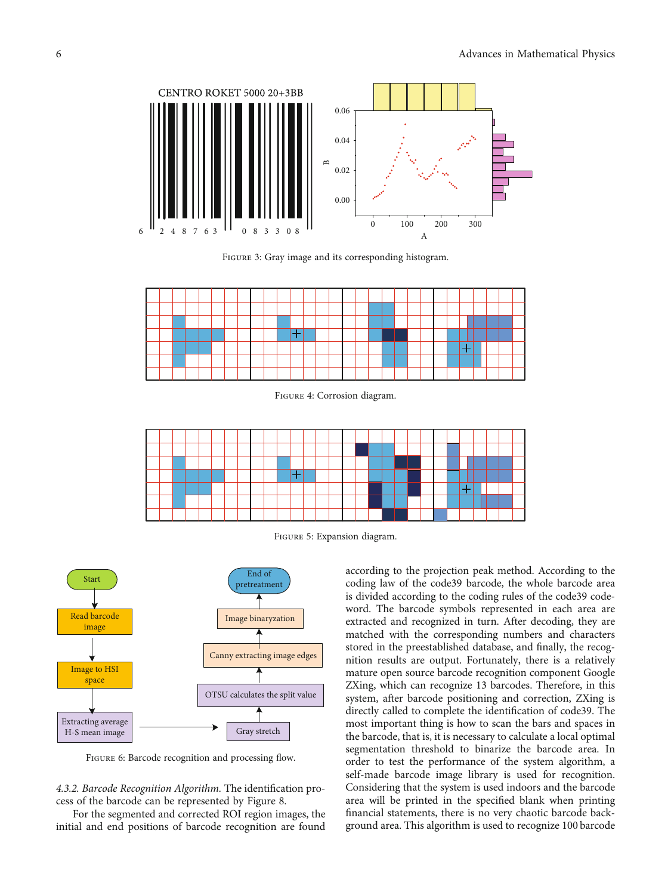Figure 3: Gray image and its corresponding histogram.

Figure 4: Corrosion diagram.

Figure 5: Expansion diagram.

Figure 6: Barcode recognition and processing flow.

*4.3.2. Barcode Recognition Algorithm.* The identification process of the barcode can be represented by Figure 8.

For the segmented and corrected ROI region images, the initial and end positions of barcode recognition are found according to the projection peak method. According to the coding law of the code39 barcode, the whole barcode area is divided according to the coding rules of the code39 codeword. The barcode symbols represented in each area are extracted and recognized in turn. After decoding, they are matched with the corresponding numbers and characters stored in the preestablished database, and finally, the recognition results are output. Fortunately, there is a relatively mature open source barcode recognition component Google ZXing, which can recognize 13 barcodes. Therefore, in this system, after barcode positioning and correction, ZXing is directly called to complete the identification of code39. The most important thing is how to scan the bars and spaces in the barcode, that is, it is necessary to calculate a local optimal segmentation threshold to binarize the barcode area. In order to test the performance of the system algorithm, a self-made barcode image library is used for recognition. Considering that the system is used indoors and the barcode area will be printed in the specified blank when printing financial statements, there is no very chaotic barcode background area. This algorithm is used to recognize 100 barcode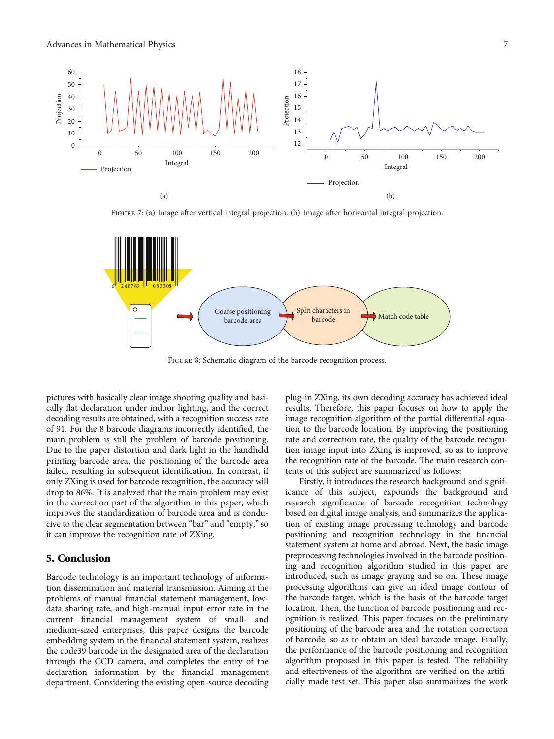Figure 7: (a) Image after vertical integral projection. (b) Image after horizontal integral projection.

Figure 8: Schematic diagram of the barcode recognition process.

pictures with basically clear image shooting quality and basically flat declaration under indoor lighting, and the correct decoding results are obtained, with a recognition success rate of 91. For the 8 barcode diagrams incorrectly identified, the main problem is still the problem of barcode positioning. Due to the paper distortion and dark light in the handheld printing barcode area, the positioning of the barcode area failed, resulting in subsequent identification. In contrast, if only ZXing is used for barcode recognition, the accuracy will drop to 86%. It is analyzed that the main problem may exist in the correction part of the algorithm in this paper, which improves the standardization of barcode area and is conducive to the clear segmentation between "bar" and "empty," so it can improve the recognition rate of ZXing.

## 5. Conclusion

Barcode technology is an important technology of information dissemination and material transmission. Aiming at the problems of manual financial statement management, low-data sharing rate, and high-manual input error rate in the current financial management system of small- and medium-sized enterprises, this paper designs the barcode embedding system in the financial statement system, realizes the code39 barcode in the designated area of the declaration through the CCD camera, and completes the entry of the declaration information by the financial management department. Considering the existing open-source decoding plug-in ZXing, its own decoding accuracy has achieved ideal results. Therefore, this paper focuses on how to apply the image recognition algorithm of the partial differential equation to the barcode location. By improving the positioning rate and correction rate, the quality of the barcode recognition image input into ZXing is improved, so as to improve the recognition rate of the barcode. The main research contents of this subject are summarized as follows:

Firstly, it introduces the research background and significance of this subject, expounds the background and research significance of barcode recognition technology based on digital image analysis, and summarizes the application of existing image processing technology and barcode positioning and recognition technology in the financial statement system at home and abroad. Next, the basic image preprocessing technologies involved in the barcode positioning and recognition algorithm studied in this paper are introduced, such as image graying and so on. These image processing algorithms can give an ideal image contour of the barcode target, which is the basis of the barcode target location. Then, the function of barcode positioning and recognition is realized. This paper focuses on the preliminary positioning of the barcode area and the rotation correction of barcode, so as to obtain an ideal barcode image. Finally, the performance of the barcode positioning and recognition algorithm proposed in this paper is tested. The reliability and effectiveness of the algorithm are verified on the artificially made test set. This paper also summarizes the work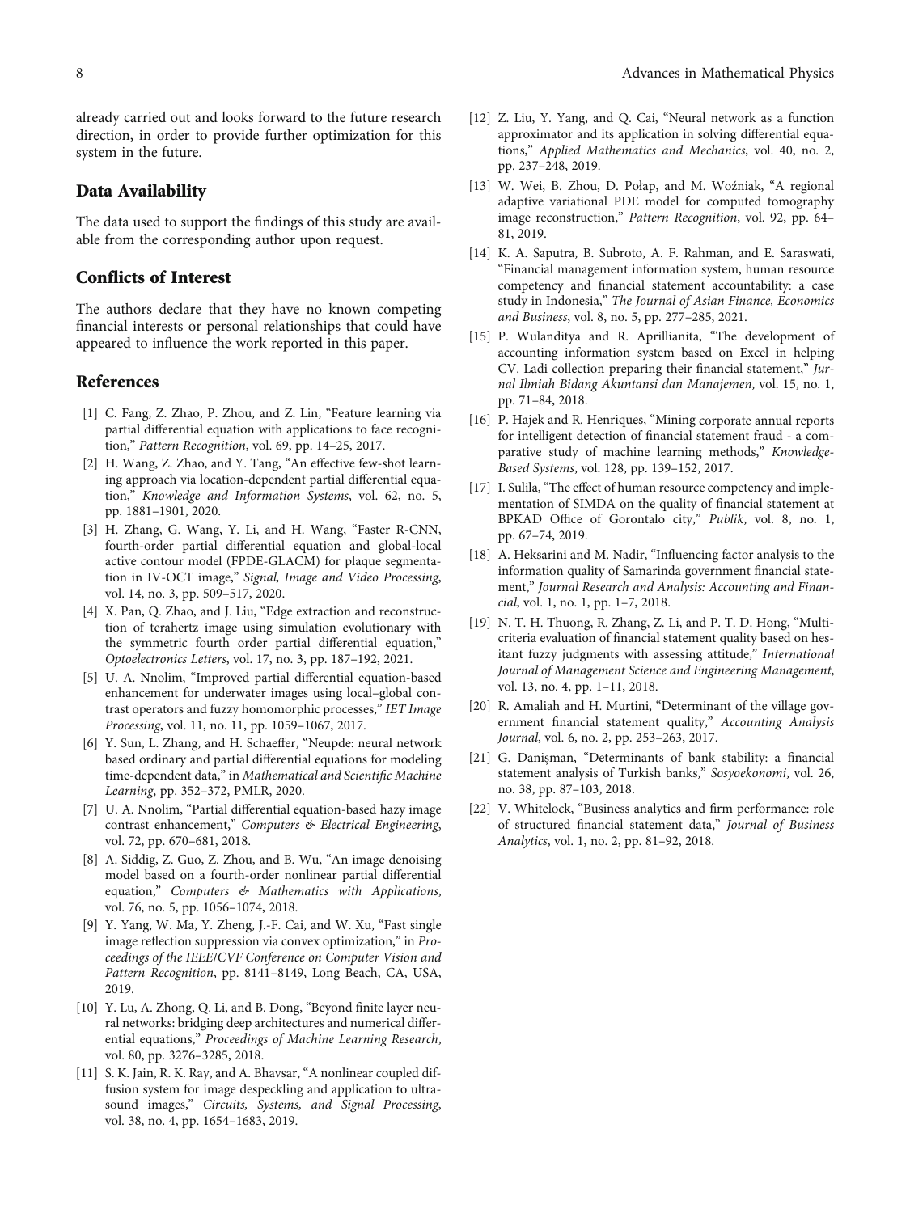already carried out and looks forward to the future research direction, in order to provide further optimization for this system in the future.

## Data Availability

The data used to support the findings of this study are available from the corresponding author upon request.

## Conflicts of Interest

The authors declare that they have no known competing financial interests or personal relationships that could have appeared to influence the work reported in this paper.

## References

[1] C. Fang, Z. Zhao, P. Zhou, and Z. Lin, "Feature learning via partial differential equation with applications to face recognition," *Pattern Recognition*, vol. 69, pp. 14–25, 2017.

[2] H. Wang, Z. Zhao, and Y. Tang, "An effective few-shot learning approach via location-dependent partial differential equation," *Knowledge and Information Systems*, vol. 62, no. 5, pp. 1881–1901, 2020.

[3] H. Zhang, G. Wang, Y. Li, and H. Wang, "Faster R-CNN, fourth-order partial differential equation and global-local active contour model (FPDE-GLACM) for plaque segmentation in IV-OCT image," *Signal, Image and Video Processing*, vol. 14, no. 3, pp. 509–517, 2020.

[4] X. Pan, Q. Zhao, and J. Liu, "Edge extraction and reconstruction of terahertz image using simulation evolutionary with the symmetric fourth order partial differential equation," *Optoelectronics Letters*, vol. 17, no. 3, pp. 187–192, 2021.

[5] U. A. Nnolim, "Improved partial differential equation-based enhancement for underwater images using local–global contrast operators and fuzzy homomorphic processes," *IET Image Processing*, vol. 11, no. 11, pp. 1059–1067, 2017.

[6] Y. Sun, L. Zhang, and H. Schaeffer, "Neupde: neural network based ordinary and partial differential equations for modeling time-dependent data," in *Mathematical and Scientific Machine Learning*, pp. 352–372, PMLR, 2020.

[7] U. A. Nnolim, "Partial differential equation-based hazy image contrast enhancement," *Computers & Electrical Engineering*, vol. 72, pp. 670–681, 2018.

[8] A. Siddig, Z. Guo, Z. Zhou, and B. Wu, "An image denoising model based on a fourth-order nonlinear partial differential equation," *Computers & Mathematics with Applications*, vol. 76, no. 5, pp. 1056–1074, 2018.

[9] Y. Yang, W. Ma, Y. Zheng, J.-F. Cai, and W. Xu, "Fast single image reflection suppression via convex optimization," in *Proceedings of the IEEE/CVF Conference on Computer Vision and Pattern Recognition*, pp. 8141–8149, Long Beach, CA, USA, 2019.

[10] Y. Lu, A. Zhong, Q. Li, and B. Dong, "Beyond finite layer neural networks: bridging deep architectures and numerical differential equations," *Proceedings of Machine Learning Research*, vol. 80, pp. 3276–3285, 2018.

[11] S. K. Jain, R. K. Ray, and A. Bhavsar, "A nonlinear coupled diffusion system for image despeckling and application to ultrasound images," *Circuits, Systems, and Signal Processing*, vol. 38, no. 4, pp. 1654–1683, 2019.

[12] Z. Liu, Y. Yang, and Q. Cai, "Neural network as a function approximator and its application in solving differential equations," *Applied Mathematics and Mechanics*, vol. 40, no. 2, pp. 237–248, 2019.

[13] W. Wei, B. Zhou, D. Połap, and M. Woźniak, "A regional adaptive variational PDE model for computed tomography image reconstruction," *Pattern Recognition*, vol. 92, pp. 64–81, 2019.

[14] K. A. Saputra, B. Subroto, A. F. Rahman, and E. Saraswati, "Financial management information system, human resource competency and financial statement accountability: a case study in Indonesia," *The Journal of Asian Finance, Economics and Business*, vol. 8, no. 5, pp. 277–285, 2021.

[15] P. Wulanditya and R. Aprillianita, "The development of accounting information system based on Excel in helping CV. Ladi collection preparing their financial statement," *Jurnal Ilmiah Bidang Akuntansi dan Manajemen*, vol. 15, no. 1, pp. 71–84, 2018.

[16] P. Hajek and R. Henriques, "Mining corporate annual reports for intelligent detection of financial statement fraud - a comparative study of machine learning methods," *Knowledge-Based Systems*, vol. 128, pp. 139–152, 2017.

[17] I. Sulila, "The effect of human resource competency and implementation of SIMDA on the quality of financial statement at BPKAD Office of Gorontalo city," *Publik*, vol. 8, no. 1, pp. 67–74, 2019.

[18] A. Heksarini and M. Nadir, "Influencing factor analysis to the information quality of Samarinda government financial statement," *Journal Research and Analysis: Accounting and Financial*, vol. 1, no. 1, pp. 1–7, 2018.

[19] N. T. H. Thuong, R. Zhang, Z. Li, and P. T. D. Hong, "Multi-criteria evaluation of financial statement quality based on hesitant fuzzy judgments with assessing attitude," *International Journal of Management Science and Engineering Management*, vol. 13, no. 4, pp. 1–11, 2018.

[20] R. Amaliah and H. Murtini, "Determinant of the village government financial statement quality," *Accounting Analysis Journal*, vol. 6, no. 2, pp. 253–263, 2017.

[21] G. Danişman, "Determinants of bank stability: a financial statement analysis of Turkish banks," *Sosyoekonomi*, vol. 26, no. 38, pp. 87–103, 2018.

[22] V. Whitelock, "Business analytics and firm performance: role of structured financial statement data," *Journal of Business Analytics*, vol. 1, no. 2, pp. 81–92, 2018.